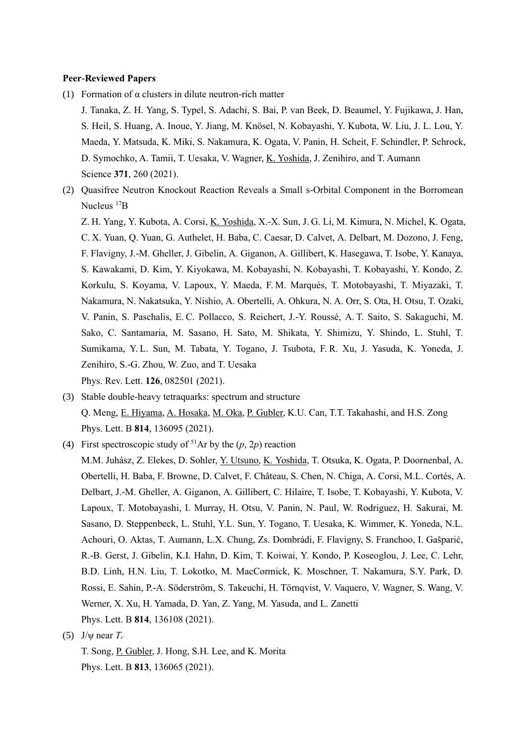**Peer-Reviewed Papers**

(1) Formation of α clusters in dilute neutron-rich matter

J. Tanaka, Z. H. Yang, S. Typel, S. Adachi, S. Bai, P. van Beek, D. Beaumel, Y. Fujikawa, J. Han, S. Heil, S. Huang, A. Inoue, Y. Jiang, M. Knösel, N. Kobayashi, Y. Kubota, W. Liu, J. L. Lou, Y. Maeda, Y. Matsuda, K. Miki, S. Nakamura, K. Ogata, V. Panin, H. Scheit, F. Schindler, P. Schrock, D. Symochko, A. Tamii, T. Uesaka, V. Wagner, K. Yoshida, J. Zenihiro, and T. Aumann

Science **371**, 260 (2021).

(2) Quasifree Neutron Knockout Reaction Reveals a Small s-Orbital Component in the Borromean Nucleus $^{17}$B

Z. H. Yang, Y. Kubota, A. Corsi, K. Yoshida, X.-X. Sun, J. G. Li, M. Kimura, N. Michel, K. Ogata, C. X. Yuan, Q. Yuan, G. Authelet, H. Baba, C. Caesar, D. Calvet, A. Delbart, M. Dozono, J. Feng, F. Flavigny, J.-M. Gheller, J. Gibelin, A. Giganon, A. Gillibert, K. Hasegawa, T. Isobe, Y. Kanaya, S. Kawakami, D. Kim, Y. Kiyokawa, M. Kobayashi, N. Kobayashi, T. Kobayashi, Y. Kondo, Z. Korkulu, S. Koyama, V. Lapoux, Y. Maeda, F. M. Marqués, T. Motobayashi, T. Miyazaki, T. Nakamura, N. Nakatsuka, Y. Nishio, A. Obertelli, A. Ohkura, N. A. Orr, S. Ota, H. Otsu, T. Ozaki, V. Panin, S. Paschalis, E. C. Pollacco, S. Reichert, J.-Y. Roussé, A. T. Saito, S. Sakaguchi, M. Sako, C. Santamaria, M. Sasano, H. Sato, M. Shikata, Y. Shimizu, Y. Shindo, L. Stuhl, T. Sumikama, Y. L. Sun, M. Tabata, Y. Togano, J. Tsubota, F. R. Xu, J. Yasuda, K. Yoneda, J. Zenihiro, S.-G. Zhou, W. Zuo, and T. Uesaka

Phys. Rev. Lett. **126**, 082501 (2021).

(3) Stable double-heavy tetraquarks: spectrum and structure

Q. Meng, E. Hiyama, A. Hosaka, M. Oka, P. Gubler, K.U. Can, T.T. Takahashi, and H.S. Zong

Phys. Lett. B **814**, 136095 (2021).

(4) First spectroscopic study of $^{51}$Ar by the ($p$, 2$p$) reaction

M.M. Juhász, Z. Elekes, D. Sohler, Y. Utsuno, K. Yoshida, T. Otsuka, K. Ogata, P. Doornenbal, A. Obertelli, H. Baba, F. Browne, D. Calvet, F. Château, S. Chen, N. Chiga, A. Corsi, M.L. Cortés, A. Delbart, J.-M. Gheller, A. Giganon, A. Gillibert, C. Hilaire, T. Isobe, T. Kobayashi, Y. Kubota, V. Lapoux, T. Motobayashi, I. Murray, H. Otsu, V. Panin, N. Paul, W. Rodriguez, H. Sakurai, M. Sasano, D. Steppenbeck, L. Stuhl, Y.L. Sun, Y. Togano, T. Uesaka, K. Wimmer, K. Yoneda, N.L. Achouri, O. Aktas, T. Aumann, L.X. Chung, Zs. Dombrádi, F. Flavigny, S. Franchoo, I. Gašparić, R.-B. Gerst, J. Gibelin, K.I. Hahn, D. Kim, T. Koiwai, Y. Kondo, P. Koseoglou, J. Lee, C. Lehr, B.D. Linh, H.N. Liu, T. Lokotko, M. MacCormick, K. Moschner, T. Nakamura, S.Y. Park, D. Rossi, E. Sahin, P.-A. Söderström, S. Takeuchi, H. Törnqvist, V. Vaquero, V. Wagner, S. Wang, V. Werner, X. Xu, H. Yamada, D. Yan, Z. Yang, M. Yasuda, and L. Zanetti

Phys. Lett. B **814**, 136108 (2021).

(5) J/ψ near $T_c$

T. Song, P. Gubler, J. Hong, S.H. Lee, and K. Morita

Phys. Lett. B **813**, 136065 (2021).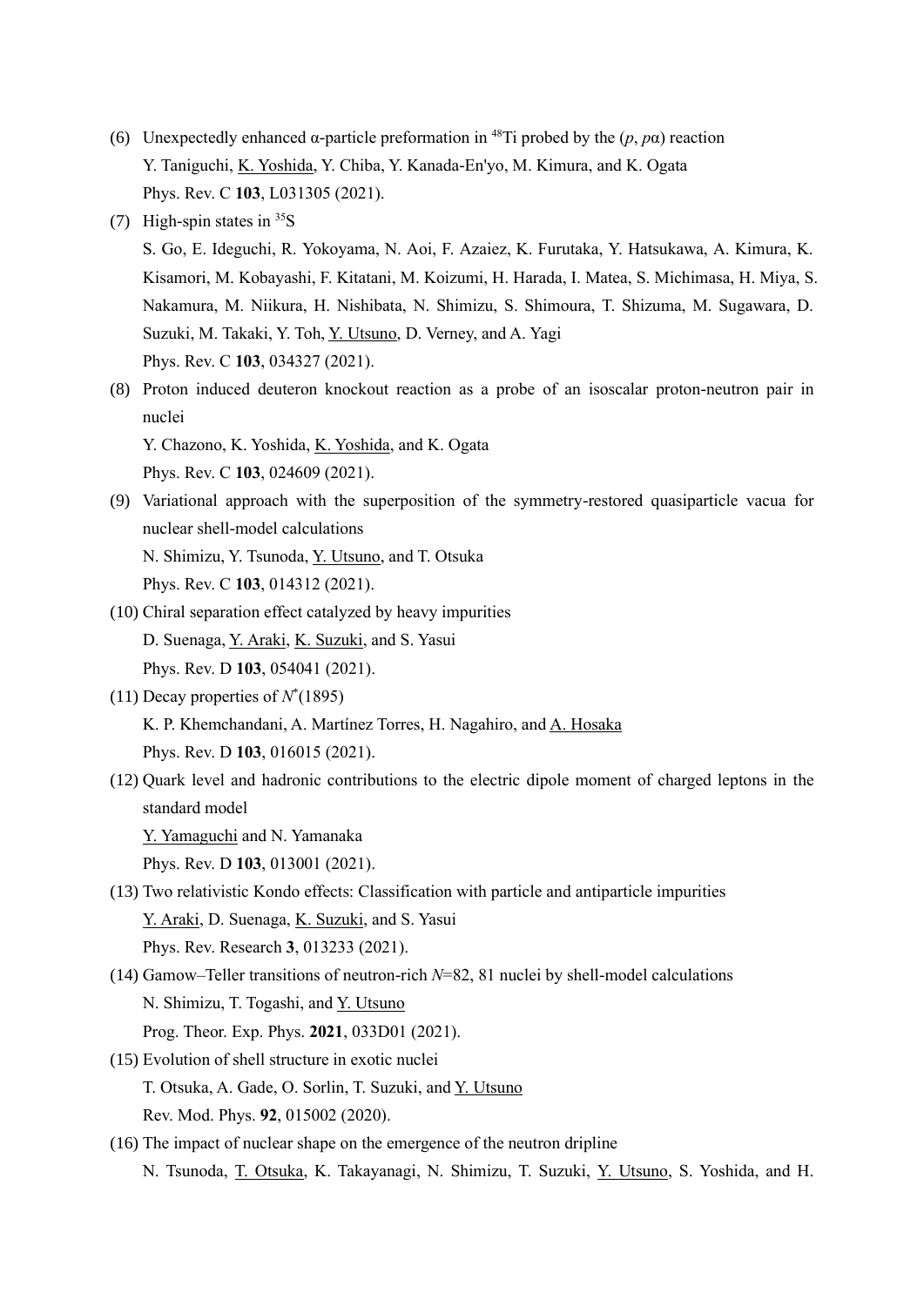(6) Unexpectedly enhanced α-particle preformation in $^{48}$Ti probed by the ($p$, $p$α) reaction
Y. Taniguchi, K. Yoshida, Y. Chiba, Y. Kanada-En'yo, M. Kimura, and K. Ogata
Phys. Rev. C **103**, L031305 (2021).

(7) High-spin states in $^{35}$S
S. Go, E. Ideguchi, R. Yokoyama, N. Aoi, F. Azaiez, K. Furutaka, Y. Hatsukawa, A. Kimura, K. Kisamori, M. Kobayashi, F. Kitatani, M. Koizumi, H. Harada, I. Matea, S. Michimasa, H. Miya, S. Nakamura, M. Niikura, H. Nishibata, N. Shimizu, S. Shimoura, T. Shizuma, M. Sugawara, D. Suzuki, M. Takaki, Y. Toh, Y. Utsuno, D. Verney, and A. Yagi
Phys. Rev. C **103**, 034327 (2021).

(8) Proton induced deuteron knockout reaction as a probe of an isoscalar proton-neutron pair in nuclei
Y. Chazono, K. Yoshida, K. Yoshida, and K. Ogata
Phys. Rev. C **103**, 024609 (2021).

(9) Variational approach with the superposition of the symmetry-restored quasiparticle vacua for nuclear shell-model calculations
N. Shimizu, Y. Tsunoda, Y. Utsuno, and T. Otsuka
Phys. Rev. C **103**, 014312 (2021).

(10) Chiral separation effect catalyzed by heavy impurities
D. Suenaga, Y. Araki, K. Suzuki, and S. Yasui
Phys. Rev. D **103**, 054041 (2021).

(11) Decay properties of $N^*$(1895)
K. P. Khemchandani, A. Martínez Torres, H. Nagahiro, and A. Hosaka
Phys. Rev. D **103**, 016015 (2021).

(12) Quark level and hadronic contributions to the electric dipole moment of charged leptons in the standard model
Y. Yamaguchi and N. Yamanaka
Phys. Rev. D **103**, 013001 (2021).

(13) Two relativistic Kondo effects: Classification with particle and antiparticle impurities
Y. Araki, D. Suenaga, K. Suzuki, and S. Yasui
Phys. Rev. Research **3**, 013233 (2021).

(14) Gamow–Teller transitions of neutron-rich $N$=82, 81 nuclei by shell-model calculations
N. Shimizu, T. Togashi, and Y. Utsuno
Prog. Theor. Exp. Phys. **2021**, 033D01 (2021).

(15) Evolution of shell structure in exotic nuclei
T. Otsuka, A. Gade, O. Sorlin, T. Suzuki, and Y. Utsuno
Rev. Mod. Phys. **92**, 015002 (2020).

(16) The impact of nuclear shape on the emergence of the neutron dripline
N. Tsunoda, T. Otsuka, K. Takayanagi, N. Shimizu, T. Suzuki, Y. Utsuno, S. Yoshida, and H.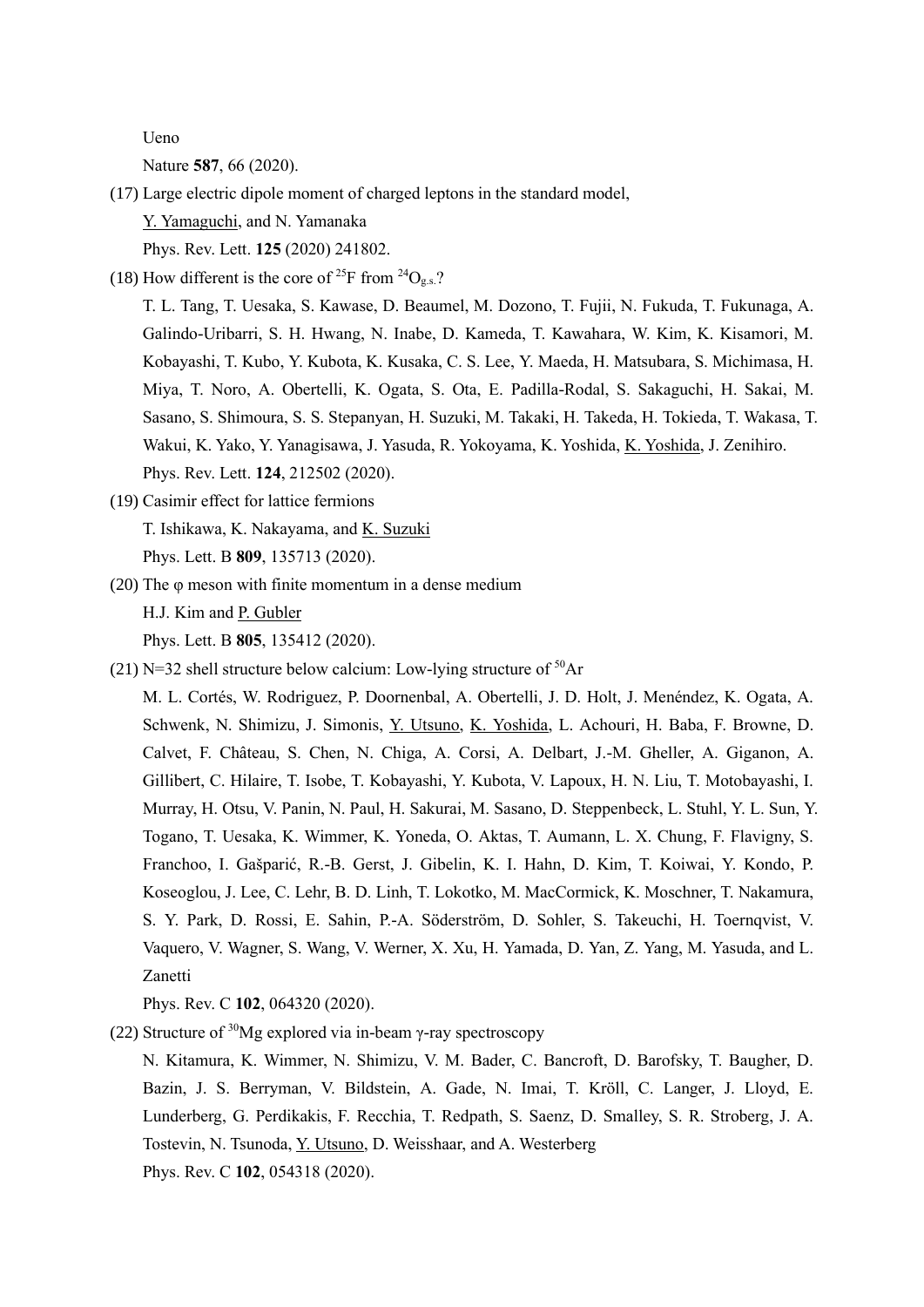Ueno

Nature **587**, 66 (2020).

(17) Large electric dipole moment of charged leptons in the standard model,

Y. Yamaguchi, and N. Yamanaka

Phys. Rev. Lett. **125** (2020) 241802.

(18) How different is the core of $^{25}$F from $^{24}$O$_{g.s.}$?

T. L. Tang, T. Uesaka, S. Kawase, D. Beaumel, M. Dozono, T. Fujii, N. Fukuda, T. Fukunaga, A. Galindo-Uribarri, S. H. Hwang, N. Inabe, D. Kameda, T. Kawahara, W. Kim, K. Kisamori, M. Kobayashi, T. Kubo, Y. Kubota, K. Kusaka, C. S. Lee, Y. Maeda, H. Matsubara, S. Michimasa, H. Miya, T. Noro, A. Obertelli, K. Ogata, S. Ota, E. Padilla-Rodal, S. Sakaguchi, H. Sakai, M. Sasano, S. Shimoura, S. S. Stepanyan, H. Suzuki, M. Takaki, H. Takeda, H. Tokieda, T. Wakasa, T. Wakui, K. Yako, Y. Yanagisawa, J. Yasuda, R. Yokoyama, K. Yoshida, K. Yoshida, J. Zenihiro.

Phys. Rev. Lett. **124**, 212502 (2020).

(19) Casimir effect for lattice fermions

T. Ishikawa, K. Nakayama, and K. Suzuki

Phys. Lett. B **809**, 135713 (2020).

(20) The φ meson with finite momentum in a dense medium

H.J. Kim and P. Gubler

Phys. Lett. B **805**, 135412 (2020).

(21) N=32 shell structure below calcium: Low-lying structure of $^{50}$Ar

M. L. Cortés, W. Rodriguez, P. Doornenbal, A. Obertelli, J. D. Holt, J. Menéndez, K. Ogata, A. Schwenk, N. Shimizu, J. Simonis, Y. Utsuno, K. Yoshida, L. Achouri, H. Baba, F. Browne, D. Calvet, F. Château, S. Chen, N. Chiga, A. Corsi, A. Delbart, J.-M. Gheller, A. Giganon, A. Gillibert, C. Hilaire, T. Isobe, T. Kobayashi, Y. Kubota, V. Lapoux, H. N. Liu, T. Motobayashi, I. Murray, H. Otsu, V. Panin, N. Paul, H. Sakurai, M. Sasano, D. Steppenbeck, L. Stuhl, Y. L. Sun, Y. Togano, T. Uesaka, K. Wimmer, K. Yoneda, O. Aktas, T. Aumann, L. X. Chung, F. Flavigny, S. Franchoo, I. Gašparić, R.-B. Gerst, J. Gibelin, K. I. Hahn, D. Kim, T. Koiwai, Y. Kondo, P. Koseoglou, J. Lee, C. Lehr, B. D. Linh, T. Lokotko, M. MacCormick, K. Moschner, T. Nakamura, S. Y. Park, D. Rossi, E. Sahin, P.-A. Söderström, D. Sohler, S. Takeuchi, H. Toernqvist, V. Vaquero, V. Wagner, S. Wang, V. Werner, X. Xu, H. Yamada, D. Yan, Z. Yang, M. Yasuda, and L. Zanetti

Phys. Rev. C **102**, 064320 (2020).

(22) Structure of $^{30}$Mg explored via in-beam γ-ray spectroscopy

N. Kitamura, K. Wimmer, N. Shimizu, V. M. Bader, C. Bancroft, D. Barofsky, T. Baugher, D. Bazin, J. S. Berryman, V. Bildstein, A. Gade, N. Imai, T. Kröll, C. Langer, J. Lloyd, E. Lunderberg, G. Perdikakis, F. Recchia, T. Redpath, S. Saenz, D. Smalley, S. R. Stroberg, J. A. Tostevin, N. Tsunoda, Y. Utsuno, D. Weisshaar, and A. Westerberg

Phys. Rev. C **102**, 054318 (2020).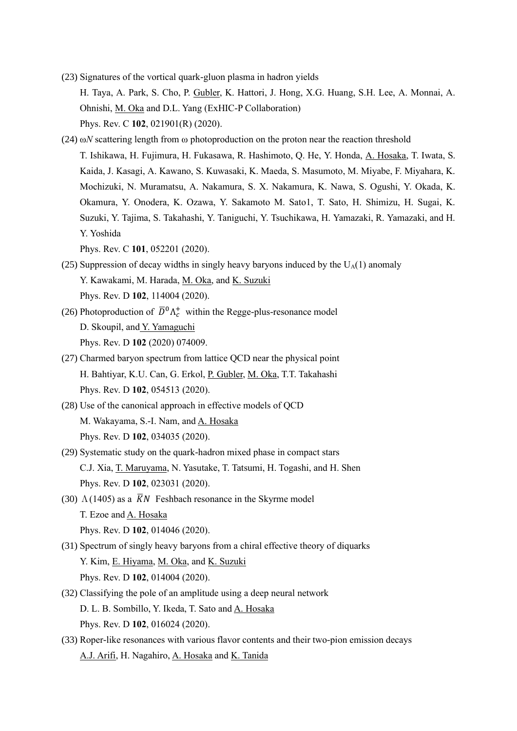(23) Signatures of the vortical quark-gluon plasma in hadron yields
H. Taya, A. Park, S. Cho, P. Gubler, K. Hattori, J. Hong, X.G. Huang, S.H. Lee, A. Monnai, A. Ohnishi, M. Oka and D.L. Yang (ExHIC-P Collaboration)
Phys. Rev. C **102**, 021901(R) (2020).

(24) ω*N* scattering length from ω photoproduction on the proton near the reaction threshold
T. Ishikawa, H. Fujimura, H. Fukasawa, R. Hashimoto, Q. He, Y. Honda, A. Hosaka, T. Iwata, S. Kaida, J. Kasagi, A. Kawano, S. Kuwasaki, K. Maeda, S. Masumoto, M. Miyabe, F. Miyahara, K. Mochizuki, N. Muramatsu, A. Nakamura, S. X. Nakamura, K. Nawa, S. Ogushi, Y. Okada, K. Okamura, Y. Onodera, K. Ozawa, Y. Sakamoto M. Sato1, T. Sato, H. Shimizu, H. Sugai, K. Suzuki, Y. Tajima, S. Takahashi, Y. Taniguchi, Y. Tsuchikawa, H. Yamazaki, R. Yamazaki, and H. Y. Yoshida
Phys. Rev. C **101**, 052201 (2020).

(25) Suppression of decay widths in singly heavy baryons induced by the $U_A(1)$ anomaly
Y. Kawakami, M. Harada, M. Oka, and K. Suzuki
Phys. Rev. D **102**, 114004 (2020).

(26) Photoproduction of $\bar{D}^0\Lambda_c^+$ within the Regge-plus-resonance model
D. Skoupil, and Y. Yamaguchi
Phys. Rev. D **102** (2020) 074009.

(27) Charmed baryon spectrum from lattice QCD near the physical point
H. Bahtiyar, K.U. Can, G. Erkol, P. Gubler, M. Oka, T.T. Takahashi
Phys. Rev. D **102**, 054513 (2020).

(28) Use of the canonical approach in effective models of QCD
M. Wakayama, S.-I. Nam, and A. Hosaka
Phys. Rev. D **102**, 034035 (2020).

(29) Systematic study on the quark-hadron mixed phase in compact stars
C.J. Xia, T. Maruyama, N. Yasutake, T. Tatsumi, H. Togashi, and H. Shen
Phys. Rev. D **102**, 023031 (2020).

(30) $\Lambda(1405)$ as a $\bar{K}N$ Feshbach resonance in the Skyrme model
T. Ezoe and A. Hosaka
Phys. Rev. D **102**, 014046 (2020).

(31) Spectrum of singly heavy baryons from a chiral effective theory of diquarks
Y. Kim, E. Hiyama, M. Oka, and K. Suzuki
Phys. Rev. D **102**, 014004 (2020).

(32) Classifying the pole of an amplitude using a deep neural network
D. L. B. Sombillo, Y. Ikeda, T. Sato and A. Hosaka
Phys. Rev. D **102**, 016024 (2020).

(33) Roper-like resonances with various flavor contents and their two-pion emission decays
A.J. Arifi, H. Nagahiro, A. Hosaka and K. Tanida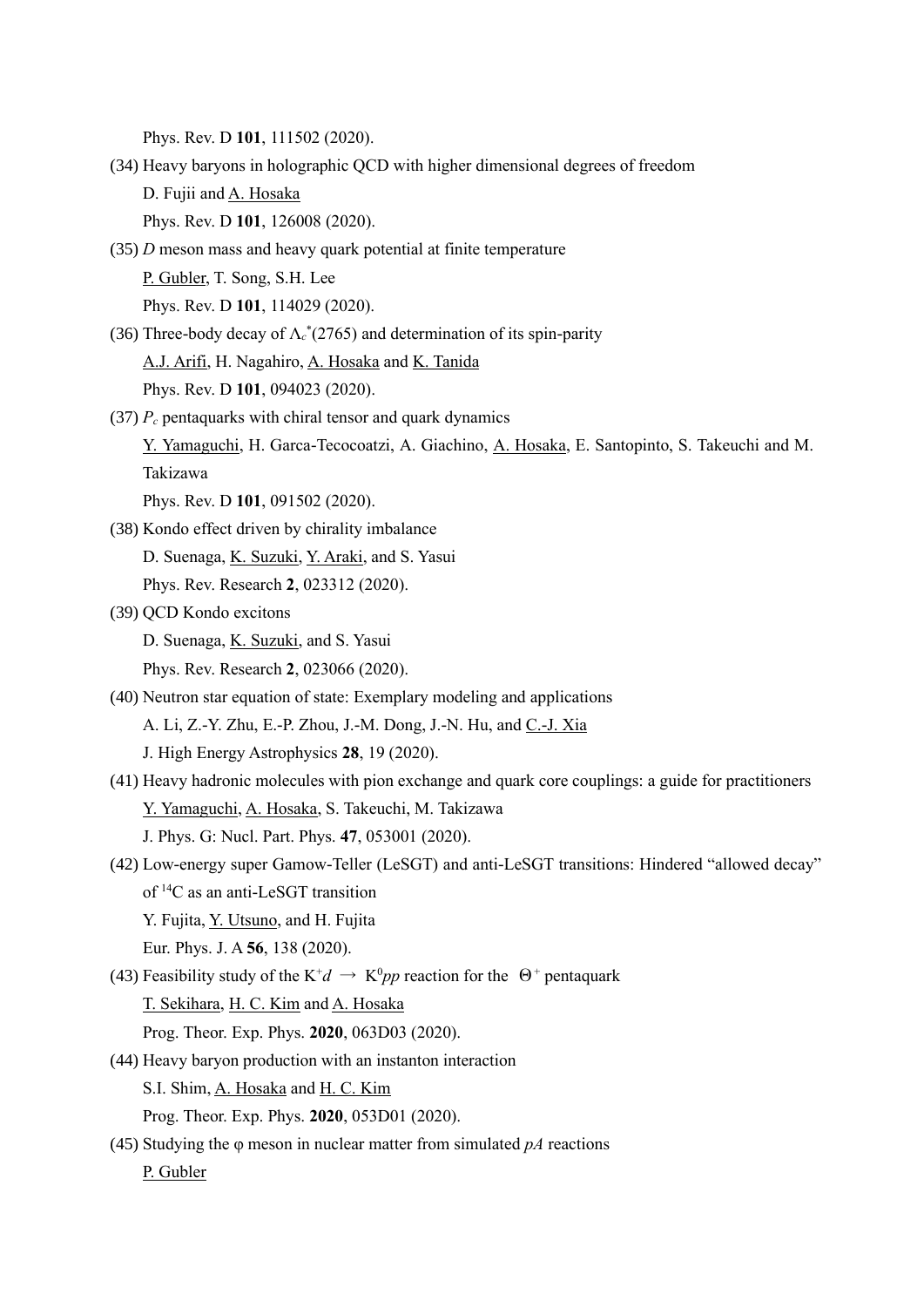Phys. Rev. D **101**, 111502 (2020).

(34) Heavy baryons in holographic QCD with higher dimensional degrees of freedom
D. Fujii and A. Hosaka
Phys. Rev. D **101**, 126008 (2020).

(35) *D* meson mass and heavy quark potential at finite temperature
P. Gubler, T. Song, S.H. Lee
Phys. Rev. D **101**, 114029 (2020).

(36) Three-body decay of $\Lambda_c^*(2765)$ and determination of its spin-parity
A.J. Arifi, H. Nagahiro, A. Hosaka and K. Tanida
Phys. Rev. D **101**, 094023 (2020).

(37) $P_c$ pentaquarks with chiral tensor and quark dynamics
Y. Yamaguchi, H. Garca-Tecocoatzi, A. Giachino, A. Hosaka, E. Santopinto, S. Takeuchi and M. Takizawa
Phys. Rev. D **101**, 091502 (2020).

(38) Kondo effect driven by chirality imbalance
D. Suenaga, K. Suzuki, Y. Araki, and S. Yasui
Phys. Rev. Research **2**, 023312 (2020).

(39) QCD Kondo excitons
D. Suenaga, K. Suzuki, and S. Yasui
Phys. Rev. Research **2**, 023066 (2020).

(40) Neutron star equation of state: Exemplary modeling and applications
A. Li, Z.-Y. Zhu, E.-P. Zhou, J.-M. Dong, J.-N. Hu, and C.-J. Xia
J. High Energy Astrophysics **28**, 19 (2020).

(41) Heavy hadronic molecules with pion exchange and quark core couplings: a guide for practitioners
Y. Yamaguchi, A. Hosaka, S. Takeuchi, M. Takizawa
J. Phys. G: Nucl. Part. Phys. **47**, 053001 (2020).

(42) Low-energy super Gamow-Teller (LeSGT) and anti-LeSGT transitions: Hindered "allowed decay" of $^{14}$C as an anti-LeSGT transition
Y. Fujita, Y. Utsuno, and H. Fujita
Eur. Phys. J. A **56**, 138 (2020).

(43) Feasibility study of the $K^+d \rightarrow K^0pp$ reaction for the $\Theta^+$ pentaquark
T. Sekihara, H. C. Kim and A. Hosaka
Prog. Theor. Exp. Phys. **2020**, 063D03 (2020).

(44) Heavy baryon production with an instanton interaction
S.I. Shim, A. Hosaka and H. C. Kim
Prog. Theor. Exp. Phys. **2020**, 053D01 (2020).

(45) Studying the φ meson in nuclear matter from simulated *pA* reactions
P. Gubler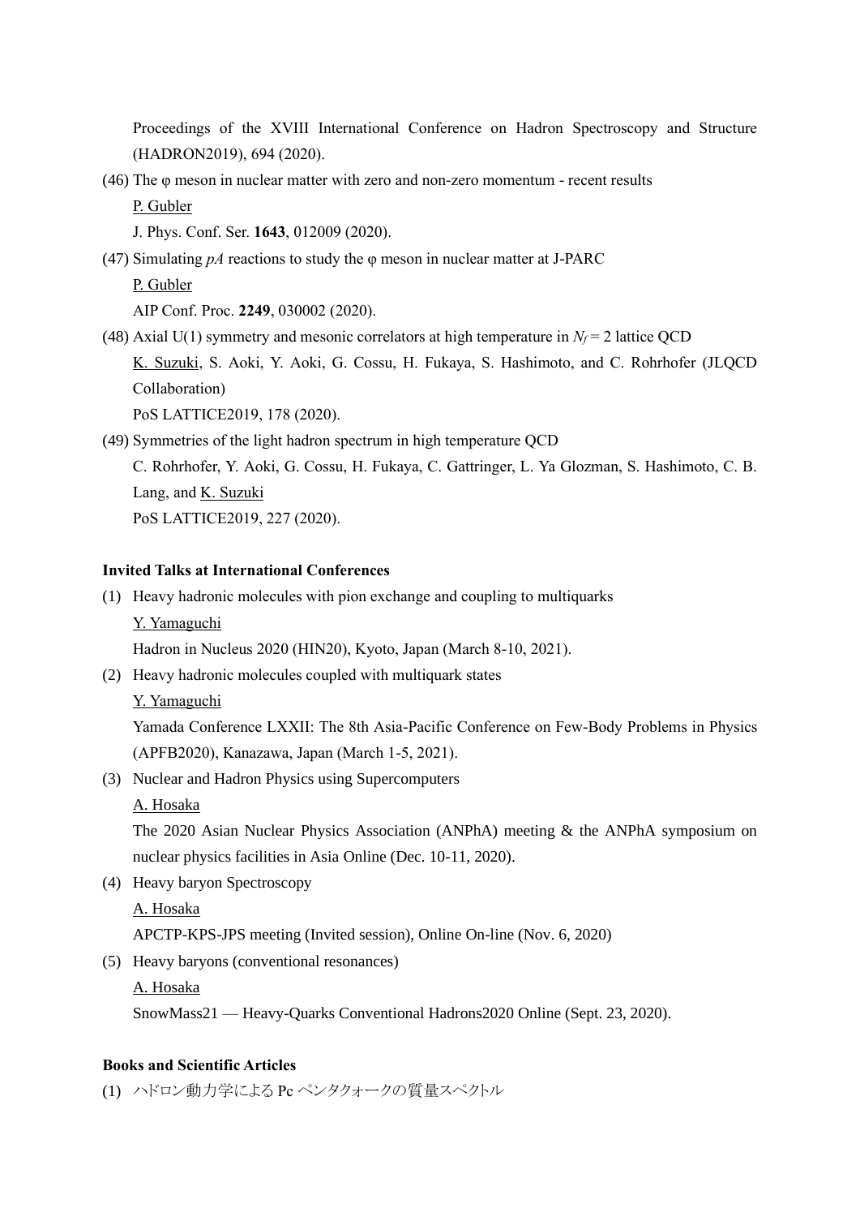Proceedings of the XVIII International Conference on Hadron Spectroscopy and Structure (HADRON2019), 694 (2020).

(46) The φ meson in nuclear matter with zero and non-zero momentum - recent results
P. Gubler
J. Phys. Conf. Ser. **1643**, 012009 (2020).

(47) Simulating *pA* reactions to study the φ meson in nuclear matter at J-PARC
P. Gubler
AIP Conf. Proc. **2249**, 030002 (2020).

(48) Axial U(1) symmetry and mesonic correlators at high temperature in $N_f = 2$ lattice QCD
K. Suzuki, S. Aoki, Y. Aoki, G. Cossu, H. Fukaya, S. Hashimoto, and C. Rohrhofer (JLQCD Collaboration)
PoS LATTICE2019, 178 (2020).

(49) Symmetries of the light hadron spectrum in high temperature QCD
C. Rohrhofer, Y. Aoki, G. Cossu, H. Fukaya, C. Gattringer, L. Ya Glozman, S. Hashimoto, C. B. Lang, and K. Suzuki
PoS LATTICE2019, 227 (2020).

**Invited Talks at International Conferences**

(1) Heavy hadronic molecules with pion exchange and coupling to multiquarks
Y. Yamaguchi
Hadron in Nucleus 2020 (HIN20), Kyoto, Japan (March 8-10, 2021).

(2) Heavy hadronic molecules coupled with multiquark states
Y. Yamaguchi
Yamada Conference LXXII: The 8th Asia-Pacific Conference on Few-Body Problems in Physics (APFB2020), Kanazawa, Japan (March 1-5, 2021).

(3) Nuclear and Hadron Physics using Supercomputers
A. Hosaka
The 2020 Asian Nuclear Physics Association (ANPhA) meeting & the ANPhA symposium on nuclear physics facilities in Asia Online (Dec. 10-11, 2020).

(4) Heavy baryon Spectroscopy
A. Hosaka
APCTP-KPS-JPS meeting (Invited session), Online On-line (Nov. 6, 2020)

(5) Heavy baryons (conventional resonances)
A. Hosaka
SnowMass21 — Heavy-Quarks Conventional Hadrons2020 Online (Sept. 23, 2020).

**Books and Scientific Articles**

(1) ハドロン動力学による Pc ペンタクォークの質量スペクトル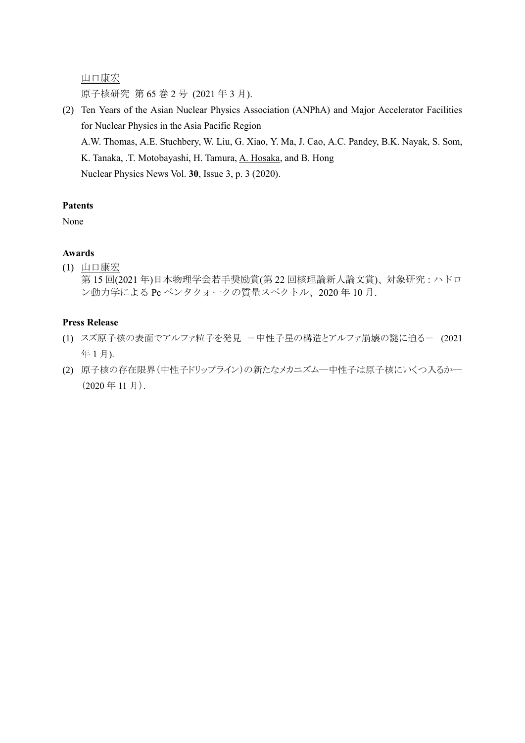<u>山口康宏</u>
原子核研究 第 65 巻 2 号 (2021 年 3 月).

(2) Ten Years of the Asian Nuclear Physics Association (ANPhA) and Major Accelerator Facilities for Nuclear Physics in the Asia Pacific Region
A.W. Thomas, A.E. Stuchbery, W. Liu, G. Xiao, Y. Ma, J. Cao, A.C. Pandey, B.K. Nayak, S. Som, K. Tanaka, .T. Motobayashi, H. Tamura, <u>A. Hosaka</u>, and B. Hong
Nuclear Physics News Vol. **30**, Issue 3, p. 3 (2020).

**Patents**

None

**Awards**

(1) <u>山口康宏</u>
第 15 回(2021 年)日本物理学会若手奨励賞(第 22 回核理論新人論文賞)、対象研究：ハドロン動力学による Pc ペンタクォークの質量スペクトル、2020 年 10 月.

**Press Release**

(1) スズ原子核の表面でアルファ粒子を発見 －中性子星の構造とアルファ崩壊の謎に迫る－ (2021 年 1 月).
(2) 原子核の存在限界（中性子ドリップライン）の新たなメカニズム―中性子は原子核にいくつ入るか―（2020 年 11 月）.